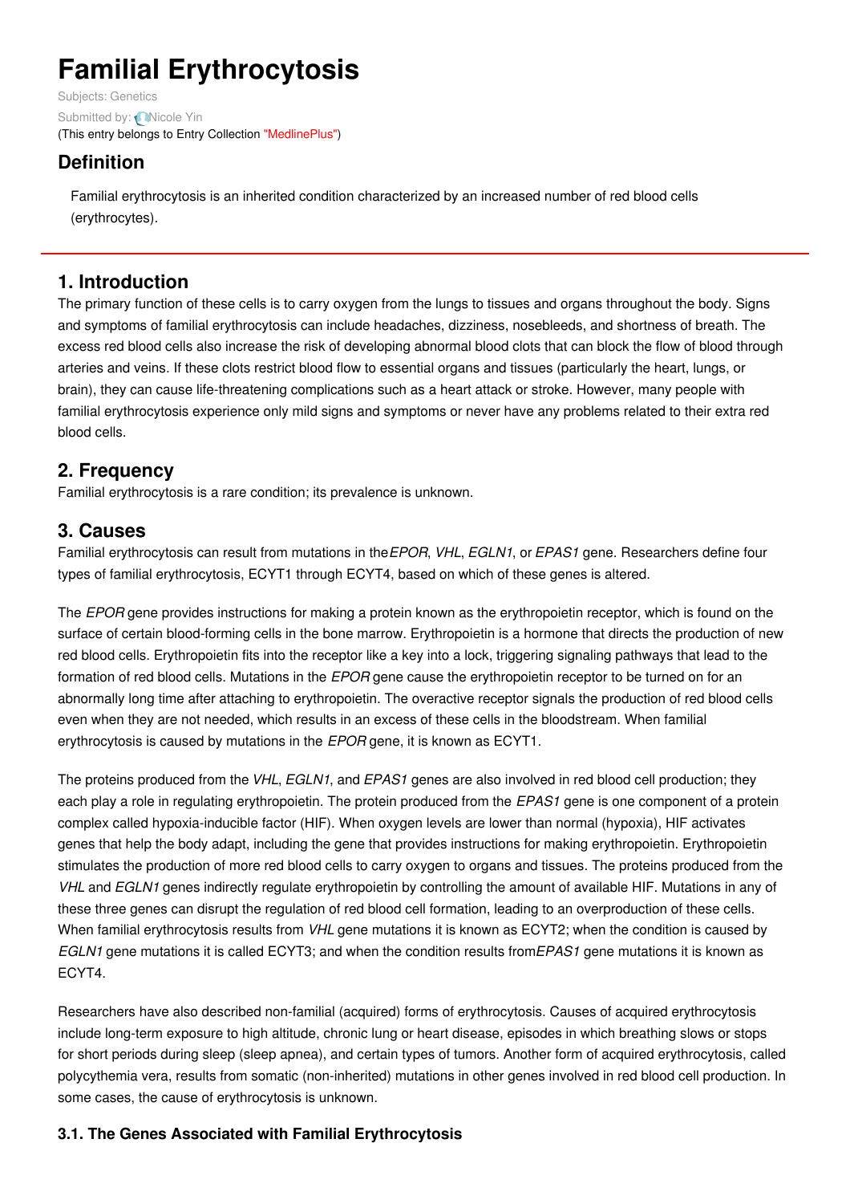# Familial Erythrocytosis

Subjects: Genetics

Submitted by: Nicole Yin

(This entry belongs to Entry Collection "MedlinePlus")

## Definition

Familial erythrocytosis is an inherited condition characterized by an increased number of red blood cells (erythrocytes).

## 1. Introduction

The primary function of these cells is to carry oxygen from the lungs to tissues and organs throughout the body. Signs and symptoms of familial erythrocytosis can include headaches, dizziness, nosebleeds, and shortness of breath. The excess red blood cells also increase the risk of developing abnormal blood clots that can block the flow of blood through arteries and veins. If these clots restrict blood flow to essential organs and tissues (particularly the heart, lungs, or brain), they can cause life-threatening complications such as a heart attack or stroke. However, many people with familial erythrocytosis experience only mild signs and symptoms or never have any problems related to their extra red blood cells.

## 2. Frequency

Familial erythrocytosis is a rare condition; its prevalence is unknown.

## 3. Causes

Familial erythrocytosis can result from mutations in the *EPOR*, *VHL*, *EGLN1*, or *EPAS1* gene. Researchers define four types of familial erythrocytosis, ECYT1 through ECYT4, based on which of these genes is altered.

The *EPOR* gene provides instructions for making a protein known as the erythropoietin receptor, which is found on the surface of certain blood-forming cells in the bone marrow. Erythropoietin is a hormone that directs the production of new red blood cells. Erythropoietin fits into the receptor like a key into a lock, triggering signaling pathways that lead to the formation of red blood cells. Mutations in the *EPOR* gene cause the erythropoietin receptor to be turned on for an abnormally long time after attaching to erythropoietin. The overactive receptor signals the production of red blood cells even when they are not needed, which results in an excess of these cells in the bloodstream. When familial erythrocytosis is caused by mutations in the *EPOR* gene, it is known as ECYT1.

The proteins produced from the *VHL*, *EGLN1*, and *EPAS1* genes are also involved in red blood cell production; they each play a role in regulating erythropoietin. The protein produced from the *EPAS1* gene is one component of a protein complex called hypoxia-inducible factor (HIF). When oxygen levels are lower than normal (hypoxia), HIF activates genes that help the body adapt, including the gene that provides instructions for making erythropoietin. Erythropoietin stimulates the production of more red blood cells to carry oxygen to organs and tissues. The proteins produced from the *VHL* and *EGLN1* genes indirectly regulate erythropoietin by controlling the amount of available HIF. Mutations in any of these three genes can disrupt the regulation of red blood cell formation, leading to an overproduction of these cells. When familial erythrocytosis results from *VHL* gene mutations it is known as ECYT2; when the condition is caused by *EGLN1* gene mutations it is called ECYT3; and when the condition results from *EPAS1* gene mutations it is known as ECYT4.

Researchers have also described non-familial (acquired) forms of erythrocytosis. Causes of acquired erythrocytosis include long-term exposure to high altitude, chronic lung or heart disease, episodes in which breathing slows or stops for short periods during sleep (sleep apnea), and certain types of tumors. Another form of acquired erythrocytosis, called polycythemia vera, results from somatic (non-inherited) mutations in other genes involved in red blood cell production. In some cases, the cause of erythrocytosis is unknown.

### 3.1. The Genes Associated with Familial Erythrocytosis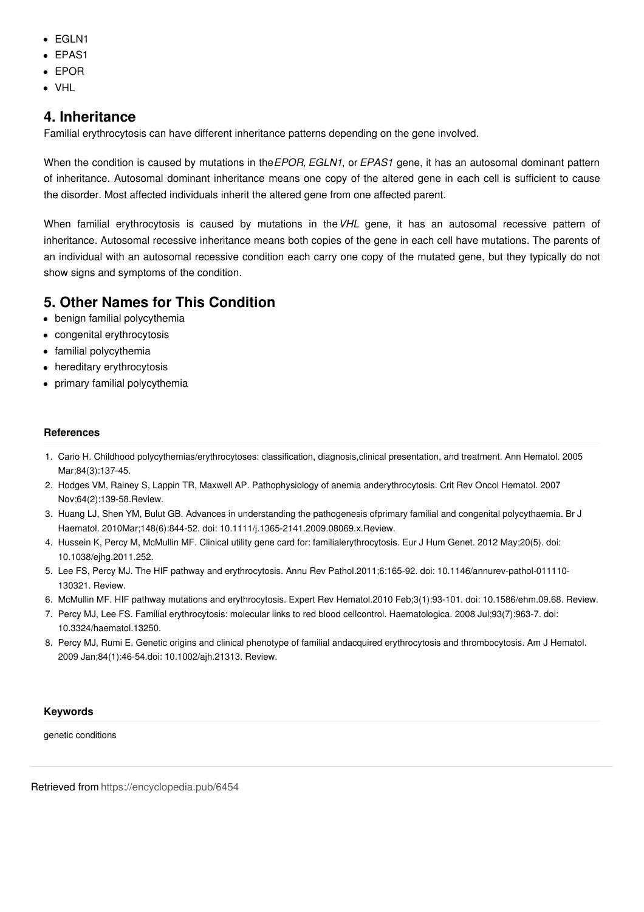- EGLN1
- EPAS1
- EPOR
- VHL

## 4. Inheritance

Familial erythrocytosis can have different inheritance patterns depending on the gene involved.

When the condition is caused by mutations in the *EPOR*, *EGLN1*, or *EPAS1* gene, it has an autosomal dominant pattern of inheritance. Autosomal dominant inheritance means one copy of the altered gene in each cell is sufficient to cause the disorder. Most affected individuals inherit the altered gene from one affected parent.

When familial erythrocytosis is caused by mutations in the *VHL* gene, it has an autosomal recessive pattern of inheritance. Autosomal recessive inheritance means both copies of the gene in each cell have mutations. The parents of an individual with an autosomal recessive condition each carry one copy of the mutated gene, but they typically do not show signs and symptoms of the condition.

## 5. Other Names for This Condition

- benign familial polycythemia
- congenital erythrocytosis
- familial polycythemia
- hereditary erythrocytosis
- primary familial polycythemia

#### References

1. Cario H. Childhood polycythemias/erythrocytoses: classification, diagnosis,clinical presentation, and treatment. Ann Hematol. 2005 Mar;84(3):137-45.
2. Hodges VM, Rainey S, Lappin TR, Maxwell AP. Pathophysiology of anemia anderythrocytosis. Crit Rev Oncol Hematol. 2007 Nov;64(2):139-58.Review.
3. Huang LJ, Shen YM, Bulut GB. Advances in understanding the pathogenesis ofprimary familial and congenital polycythaemia. Br J Haematol. 2010Mar;148(6):844-52. doi: 10.1111/j.1365-2141.2009.08069.x.Review.
4. Hussein K, Percy M, McMullin MF. Clinical utility gene card for: familialerythrocytosis. Eur J Hum Genet. 2012 May;20(5). doi: 10.1038/ejhg.2011.252.
5. Lee FS, Percy MJ. The HIF pathway and erythrocytosis. Annu Rev Pathol.2011;6:165-92. doi: 10.1146/annurev-pathol-011110-130321. Review.
6. McMullin MF. HIF pathway mutations and erythrocytosis. Expert Rev Hematol.2010 Feb;3(1):93-101. doi: 10.1586/ehm.09.68. Review.
7. Percy MJ, Lee FS. Familial erythrocytosis: molecular links to red blood cellcontrol. Haematologica. 2008 Jul;93(7):963-7. doi: 10.3324/haematol.13250.
8. Percy MJ, Rumi E. Genetic origins and clinical phenotype of familial andacquired erythrocytosis and thrombocytosis. Am J Hematol. 2009 Jan;84(1):46-54.doi: 10.1002/ajh.21313. Review.

#### Keywords

genetic conditions

Retrieved from https://encyclopedia.pub/6454